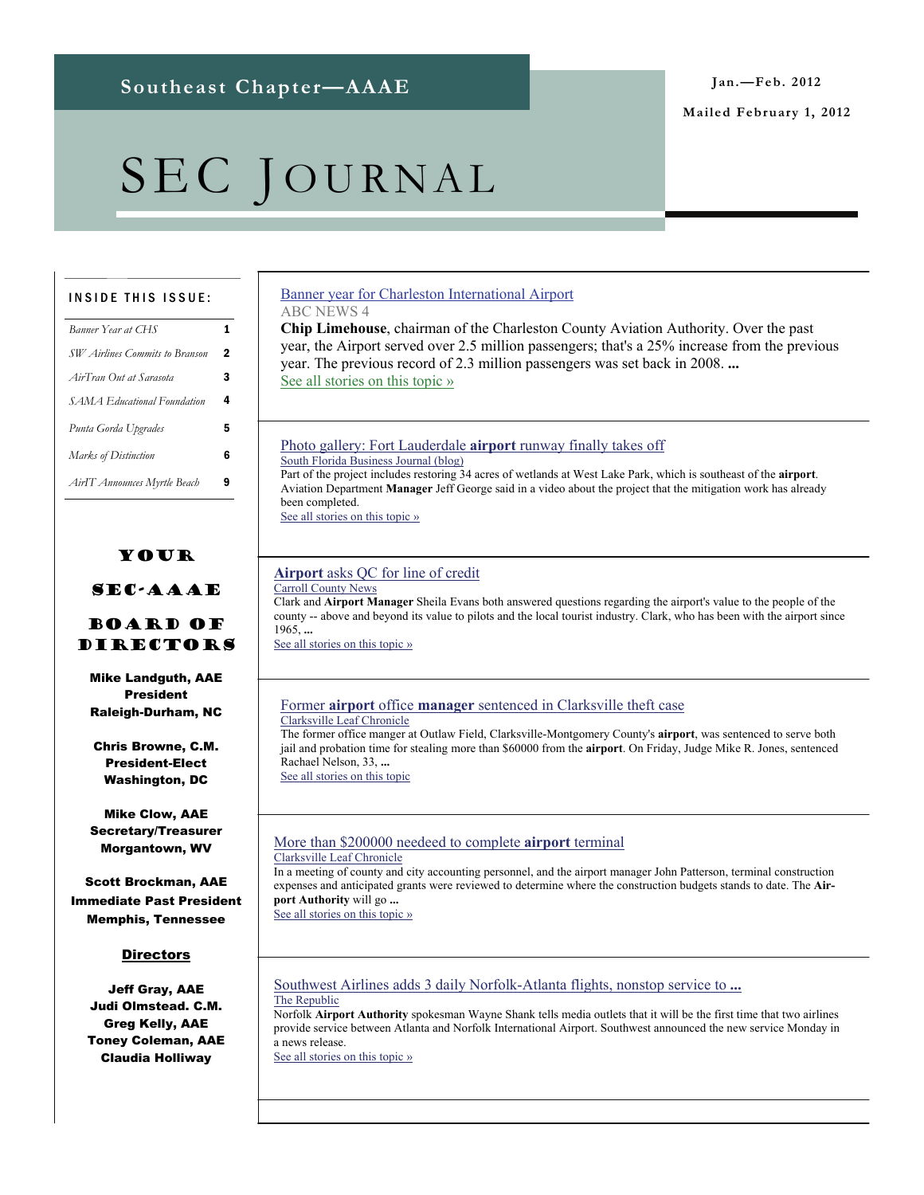# Southeast Chapter—AAAE

Jan.—Feb. 2012

Mailed February 1, 2012

# SEC JOURNAL

**INSIDE THIS ISSUE:**

| | |
|---|---|
| *Banner Year at CHS* | 1 |
| *SW Airlines Commits to Branson* | 2 |
| *AirTran Out at Sarasota* | 3 |
| *SAMA Educational Foundation* | 4 |
| *Punta Gorda Upgrades* | 5 |
| *Marks of Distinction* | 6 |
| *AirTT Announces Myrtle Beach* | 9 |

## YOUR SEC-AAAE BOARD OF DIRECTORS

**Mike Landguth, AAE**
**President**
**Raleigh-Durham, NC**

**Chris Browne, C.M.**
**President-Elect**
**Washington, DC**

**Mike Clow, AAE**
**Secretary/Treasurer**
**Morgantown, WV**

**Scott Brockman, AAE**
**Immediate Past President**
**Memphis, Tennessee**

**Directors**

**Jeff Gray, AAE**
**Judi Olmstead. C.M.**
**Greg Kelly, AAE**
**Toney Coleman, AAE**
**Claudia Holliway**

---

### Banner year for Charleston International Airport

ABC NEWS 4

**Chip Limehouse**, chairman of the Charleston County Aviation Authority. Over the past year, the Airport served over 2.5 million passengers; that's a 25% increase from the previous year. The previous record of 2.3 million passengers was set back in 2008. **...**

See all stories on this topic »

---

### Photo gallery: Fort Lauderdale **airport** runway finally takes off

South Florida Business Journal (blog)

Part of the project includes restoring 34 acres of wetlands at West Lake Park, which is southeast of the **airport**. Aviation Department **Manager** Jeff George said in a video about the project that the mitigation work has already been completed.

See all stories on this topic »

---

### **Airport** asks QC for line of credit

Carroll County News

Clark and **Airport Manager** Sheila Evans both answered questions regarding the airport's value to the people of the county -- above and beyond its value to pilots and the local tourist industry. Clark, who has been with the airport since 1965, **...**

See all stories on this topic »

---

### Former **airport** office **manager** sentenced in Clarksville theft case

Clarksville Leaf Chronicle

The former office manger at Outlaw Field, Clarksville-Montgomery County's **airport**, was sentenced to serve both jail and probation time for stealing more than $60000 from the **airport**. On Friday, Judge Mike R. Jones, sentenced Rachael Nelson, 33, **...**

See all stories on this topic

---

### More than $200000 needeed to complete **airport** terminal

Clarksville Leaf Chronicle

In a meeting of county and city accounting personnel, and the airport manager John Patterson, terminal construction expenses and anticipated grants were reviewed to determine where the construction budgets stands to date. The **Airport Authority** will go **...**

See all stories on this topic »

---

### Southwest Airlines adds 3 daily Norfolk-Atlanta flights, nonstop service to **...**

The Republic

Norfolk **Airport Authority** spokesman Wayne Shank tells media outlets that it will be the first time that two airlines provide service between Atlanta and Norfolk International Airport. Southwest announced the new service Monday in a news release.

See all stories on this topic »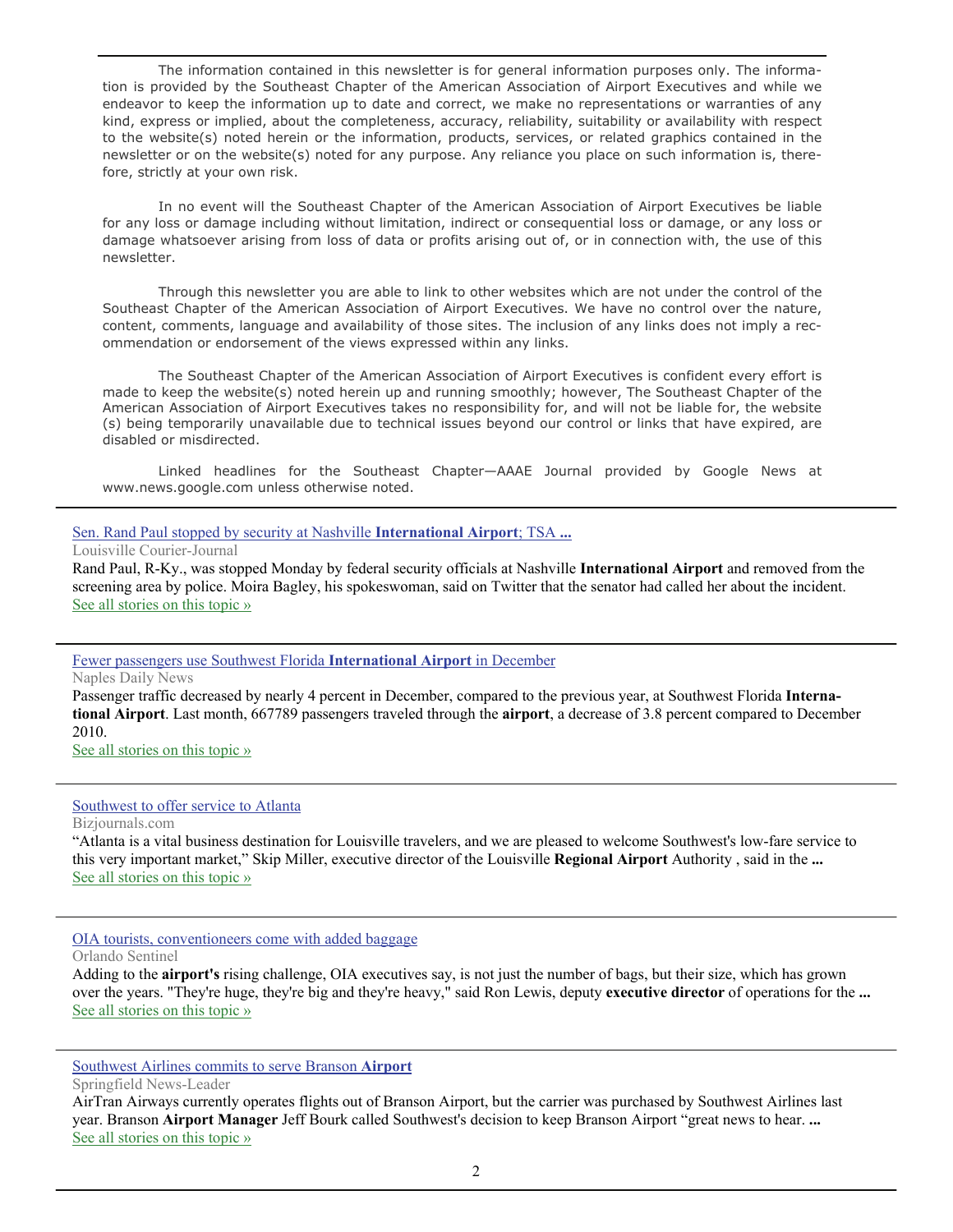The information contained in this newsletter is for general information purposes only. The information is provided by the Southeast Chapter of the American Association of Airport Executives and while we endeavor to keep the information up to date and correct, we make no representations or warranties of any kind, express or implied, about the completeness, accuracy, reliability, suitability or availability with respect to the website(s) noted herein or the information, products, services, or related graphics contained in the newsletter or on the website(s) noted for any purpose. Any reliance you place on such information is, therefore, strictly at your own risk.

In no event will the Southeast Chapter of the American Association of Airport Executives be liable for any loss or damage including without limitation, indirect or consequential loss or damage, or any loss or damage whatsoever arising from loss of data or profits arising out of, or in connection with, the use of this newsletter.

Through this newsletter you are able to link to other websites which are not under the control of the Southeast Chapter of the American Association of Airport Executives. We have no control over the nature, content, comments, language and availability of those sites. The inclusion of any links does not imply a recommendation or endorsement of the views expressed within any links.

The Southeast Chapter of the American Association of Airport Executives is confident every effort is made to keep the website(s) noted herein up and running smoothly; however, The Southeast Chapter of the American Association of Airport Executives takes no responsibility for, and will not be liable for, the website (s) being temporarily unavailable due to technical issues beyond our control or links that have expired, are disabled or misdirected.

Linked headlines for the Southeast Chapter—AAAE Journal provided by Google News at www.news.google.com unless otherwise noted.

---

Sen. Rand Paul stopped by security at Nashville **International Airport**; TSA **...**

Louisville Courier-Journal

Rand Paul, R-Ky., was stopped Monday by federal security officials at Nashville **International Airport** and removed from the screening area by police. Moira Bagley, his spokeswoman, said on Twitter that the senator had called her about the incident.

See all stories on this topic »

---

Fewer passengers use Southwest Florida **International Airport** in December

Naples Daily News

Passenger traffic decreased by nearly 4 percent in December, compared to the previous year, at Southwest Florida **International Airport**. Last month, 667789 passengers traveled through the **airport**, a decrease of 3.8 percent compared to December 2010.

See all stories on this topic »

---

Southwest to offer service to Atlanta

Bizjournals.com

"Atlanta is a vital business destination for Louisville travelers, and we are pleased to welcome Southwest's low-fare service to this very important market," Skip Miller, executive director of the Louisville **Regional Airport** Authority , said in the **...**

See all stories on this topic »

---

OIA tourists, conventioneers come with added baggage

Orlando Sentinel

Adding to the **airport's** rising challenge, OIA executives say, is not just the number of bags, but their size, which has grown over the years. "They're huge, they're big and they're heavy," said Ron Lewis, deputy **executive director** of operations for the **...**

See all stories on this topic »

---

Southwest Airlines commits to serve Branson **Airport**

Springfield News-Leader

AirTran Airways currently operates flights out of Branson Airport, but the carrier was purchased by Southwest Airlines last year. Branson **Airport Manager** Jeff Bourk called Southwest's decision to keep Branson Airport "great news to hear. **...**

See all stories on this topic »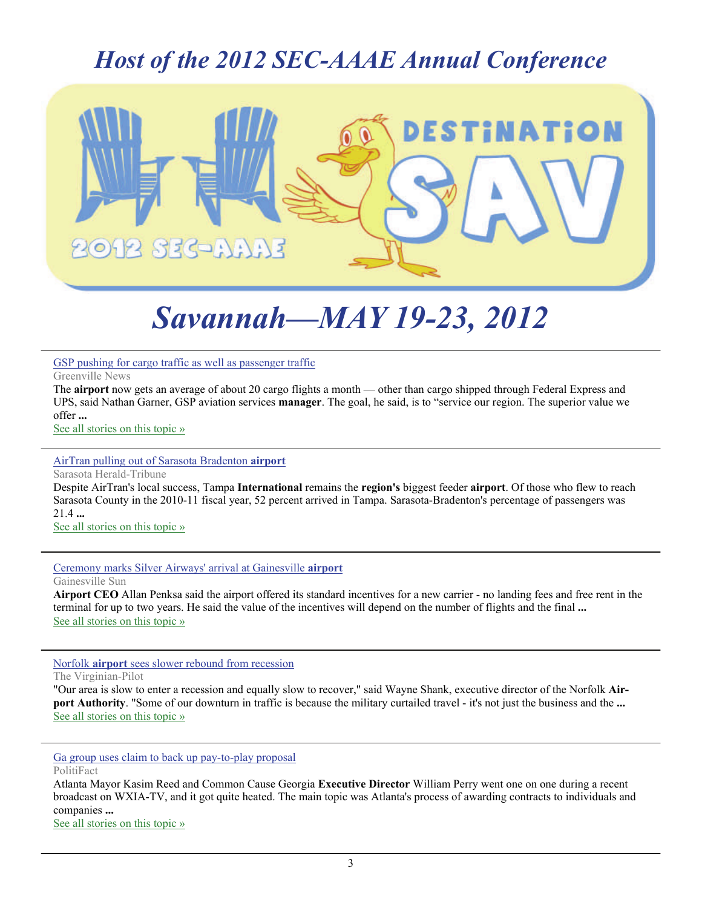# *Host of the 2012 SEC-AAAE Annual Conference*

# *Savannah—MAY 19-23, 2012*

---

GSP pushing for cargo traffic as well as passenger traffic

Greenville News

The **airport** now gets an average of about 20 cargo flights a month — other than cargo shipped through Federal Express and UPS, said Nathan Garner, GSP aviation services **manager**. The goal, he said, is to "service our region. The superior value we offer **...**

See all stories on this topic »

---

AirTran pulling out of Sarasota Bradenton **airport**

Sarasota Herald-Tribune

Despite AirTran's local success, Tampa **International** remains the **region's** biggest feeder **airport**. Of those who flew to reach Sarasota County in the 2010-11 fiscal year, 52 percent arrived in Tampa. Sarasota-Bradenton's percentage of passengers was 21.4 **...**

See all stories on this topic »

---

Ceremony marks Silver Airways' arrival at Gainesville **airport**

Gainesville Sun

**Airport CEO** Allan Penksa said the airport offered its standard incentives for a new carrier - no landing fees and free rent in the terminal for up to two years. He said the value of the incentives will depend on the number of flights and the final **...**

See all stories on this topic »

---

Norfolk **airport** sees slower rebound from recession

The Virginian-Pilot

"Our area is slow to enter a recession and equally slow to recover," said Wayne Shank, executive director of the Norfolk **Airport Authority**. "Some of our downturn in traffic is because the military curtailed travel - it's not just the business and the **...**

See all stories on this topic »

---

Ga group uses claim to back up pay-to-play proposal

PolitiFact

Atlanta Mayor Kasim Reed and Common Cause Georgia **Executive Director** William Perry went one on one during a recent broadcast on WXIA-TV, and it got quite heated. The main topic was Atlanta's process of awarding contracts to individuals and companies **...**

See all stories on this topic »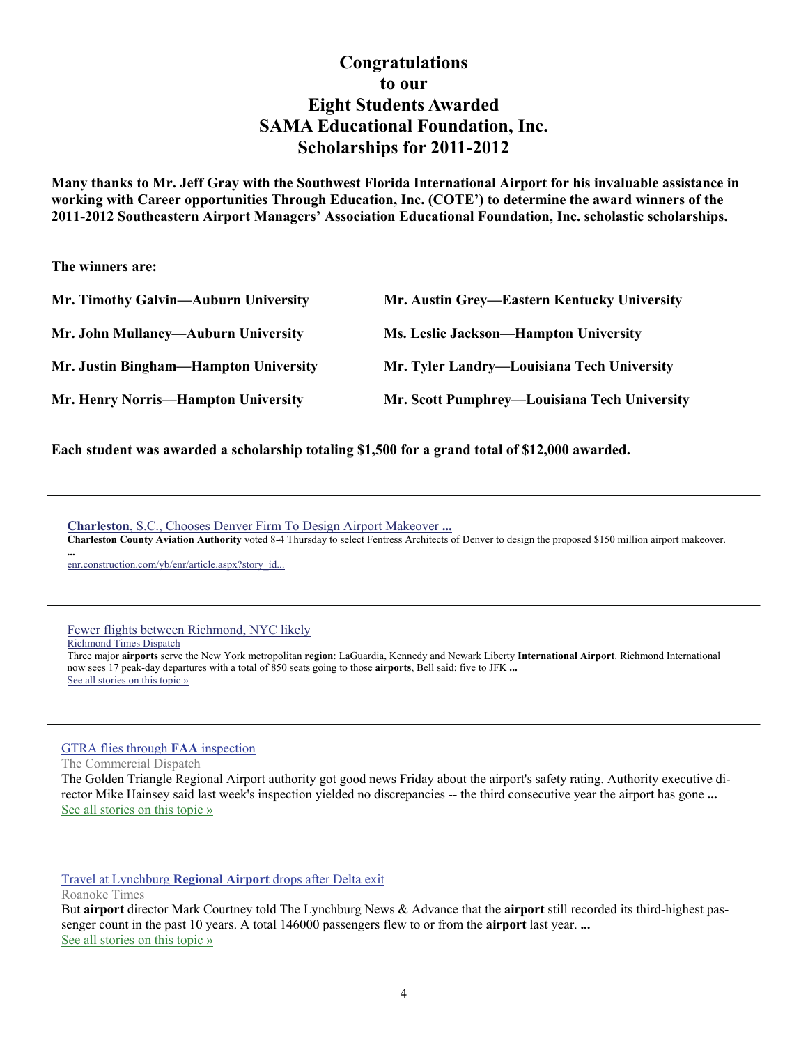# Congratulations to our Eight Students Awarded SAMA Educational Foundation, Inc. Scholarships for 2011-2012

**Many thanks to Mr. Jeff Gray with the Southwest Florida International Airport for his invaluable assistance in working with Career opportunities Through Education, Inc. (COTE') to determine the award winners of the 2011-2012 Southeastern Airport Managers' Association Educational Foundation, Inc. scholastic scholarships.**

**The winners are:**

**Mr. Timothy Galvin—Auburn University**

**Mr. John Mullaney—Auburn University**

**Mr. Justin Bingham—Hampton University**

**Mr. Henry Norris—Hampton University**

**Mr. Austin Grey—Eastern Kentucky University**

**Ms. Leslie Jackson—Hampton University**

**Mr. Tyler Landry—Louisiana Tech University**

**Mr. Scott Pumphrey—Louisiana Tech University**

**Each student was awarded a scholarship totaling $1,500 for a grand total of $12,000 awarded.**

---

**Charleston**, S.C., Chooses Denver Firm To Design Airport Makeover **...**

**Charleston County Aviation Authority** voted 8-4 Thursday to select Fentress Architects of Denver to design the proposed $150 million airport makeover. **...**

enr.construction.com/yb/enr/article.aspx?story_id...

---

Fewer flights between Richmond, NYC likely

Richmond Times Dispatch

Three major **airports** serve the New York metropolitan **region**: LaGuardia, Kennedy and Newark Liberty **International Airport**. Richmond International now sees 17 peak-day departures with a total of 850 seats going to those **airports**, Bell said: five to JFK **...**

See all stories on this topic »

---

GTRA flies through **FAA** inspection

The Commercial Dispatch

The Golden Triangle Regional Airport authority got good news Friday about the airport's safety rating. Authority executive director Mike Hainsey said last week's inspection yielded no discrepancies -- the third consecutive year the airport has gone **...**

See all stories on this topic »

---

Travel at Lynchburg **Regional Airport** drops after Delta exit

Roanoke Times

But **airport** director Mark Courtney told The Lynchburg News & Advance that the **airport** still recorded its third-highest passenger count in the past 10 years. A total 146000 passengers flew to or from the **airport** last year. **...**

See all stories on this topic »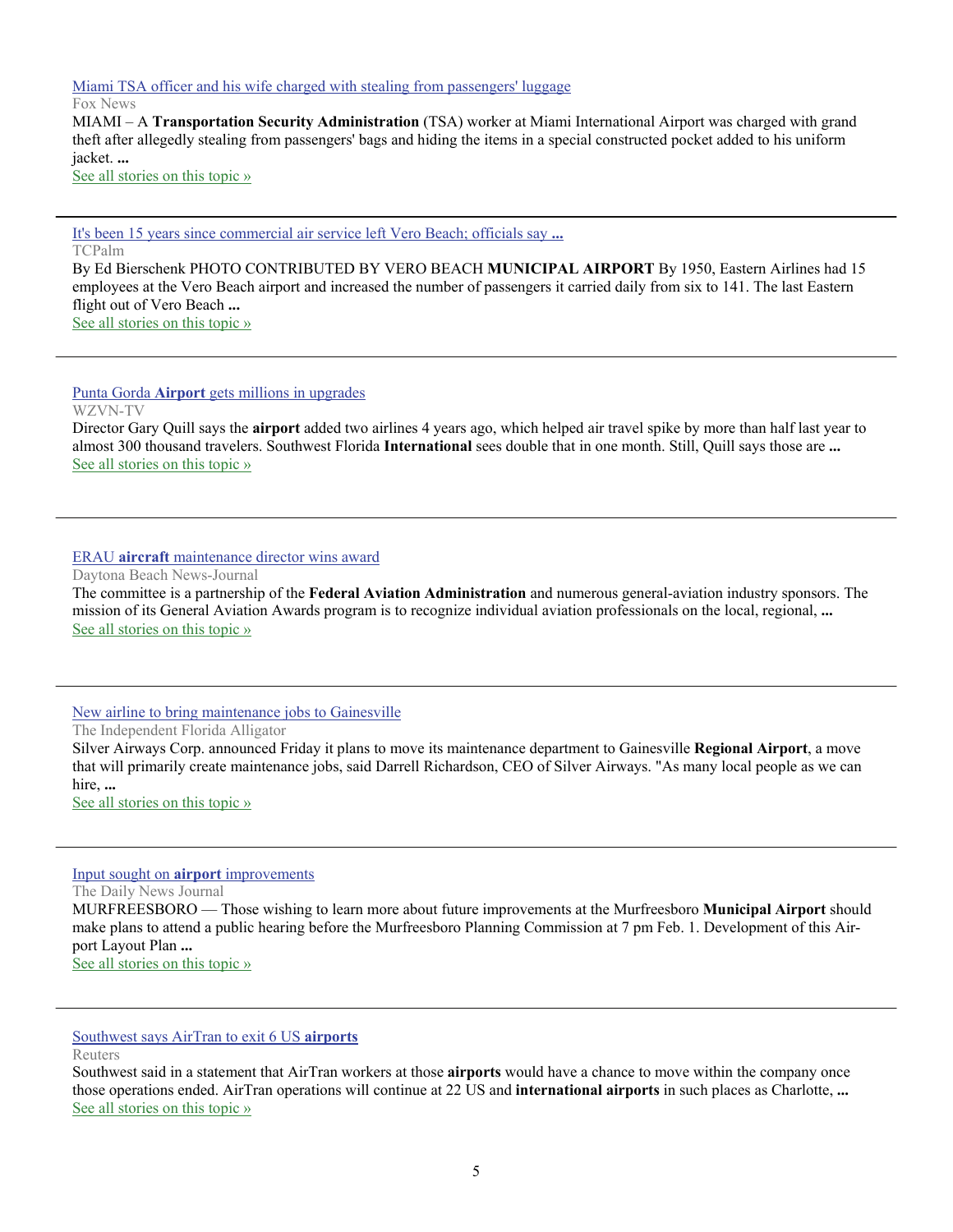[Miami TSA officer and his wife charged with stealing from passengers' luggage](#)

Fox News

MIAMI – A **Transportation Security Administration** (TSA) worker at Miami International Airport was charged with grand theft after allegedly stealing from passengers' bags and hiding the items in a special constructed pocket added to his uniform jacket. **...**

[See all stories on this topic »](#)

---

[It's been 15 years since commercial air service left Vero Beach; officials say **...**](#)

TCPalm

By Ed Bierschenk PHOTO CONTRIBUTED BY VERO BEACH **MUNICIPAL AIRPORT** By 1950, Eastern Airlines had 15 employees at the Vero Beach airport and increased the number of passengers it carried daily from six to 141. The last Eastern flight out of Vero Beach **...**

[See all stories on this topic »](#)

---

[Punta Gorda **Airport** gets millions in upgrades](#)

WZVN-TV

Director Gary Quill says the **airport** added two airlines 4 years ago, which helped air travel spike by more than half last year to almost 300 thousand travelers. Southwest Florida **International** sees double that in one month. Still, Quill says those are **...**

[See all stories on this topic »](#)

---

[ERAU **aircraft** maintenance director wins award](#)

Daytona Beach News-Journal

The committee is a partnership of the **Federal Aviation Administration** and numerous general-aviation industry sponsors. The mission of its General Aviation Awards program is to recognize individual aviation professionals on the local, regional, **...**

[See all stories on this topic »](#)

---

[New airline to bring maintenance jobs to Gainesville](#)

The Independent Florida Alligator

Silver Airways Corp. announced Friday it plans to move its maintenance department to Gainesville **Regional Airport**, a move that will primarily create maintenance jobs, said Darrell Richardson, CEO of Silver Airways. "As many local people as we can hire, **...**

[See all stories on this topic »](#)

---

[Input sought on **airport** improvements](#)

The Daily News Journal

MURFREESBORO — Those wishing to learn more about future improvements at the Murfreesboro **Municipal Airport** should make plans to attend a public hearing before the Murfreesboro Planning Commission at 7 pm Feb. 1. Development of this Airport Layout Plan **...**

[See all stories on this topic »](#)

---

[Southwest says AirTran to exit 6 US **airports**](#)

Reuters

Southwest said in a statement that AirTran workers at those **airports** would have a chance to move within the company once those operations ended. AirTran operations will continue at 22 US and **international airports** in such places as Charlotte, **...**

[See all stories on this topic »](#)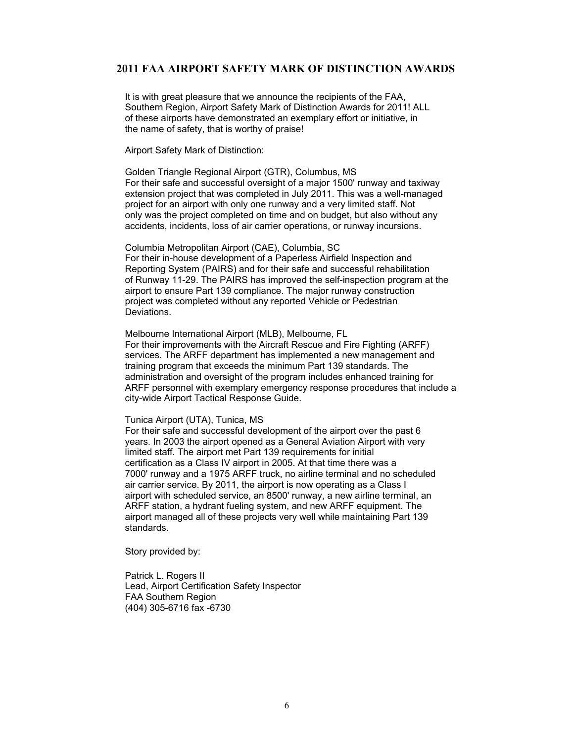## 2011 FAA AIRPORT SAFETY MARK OF DISTINCTION AWARDS

It is with great pleasure that we announce the recipients of the FAA, Southern Region, Airport Safety Mark of Distinction Awards for 2011! ALL of these airports have demonstrated an exemplary effort or initiative, in the name of safety, that is worthy of praise!

Airport Safety Mark of Distinction:

Golden Triangle Regional Airport (GTR), Columbus, MS
For their safe and successful oversight of a major 1500' runway and taxiway extension project that was completed in July 2011. This was a well-managed project for an airport with only one runway and a very limited staff. Not only was the project completed on time and on budget, but also without any accidents, incidents, loss of air carrier operations, or runway incursions.

Columbia Metropolitan Airport (CAE), Columbia, SC
For their in-house development of a Paperless Airfield Inspection and Reporting System (PAIRS) and for their safe and successful rehabilitation of Runway 11-29. The PAIRS has improved the self-inspection program at the airport to ensure Part 139 compliance. The major runway construction project was completed without any reported Vehicle or Pedestrian Deviations.

Melbourne International Airport (MLB), Melbourne, FL
For their improvements with the Aircraft Rescue and Fire Fighting (ARFF) services. The ARFF department has implemented a new management and training program that exceeds the minimum Part 139 standards. The administration and oversight of the program includes enhanced training for ARFF personnel with exemplary emergency response procedures that include a city-wide Airport Tactical Response Guide.

Tunica Airport (UTA), Tunica, MS
For their safe and successful development of the airport over the past 6 years. In 2003 the airport opened as a General Aviation Airport with very limited staff. The airport met Part 139 requirements for initial certification as a Class IV airport in 2005. At that time there was a 7000' runway and a 1975 ARFF truck, no airline terminal and no scheduled air carrier service. By 2011, the airport is now operating as a Class I airport with scheduled service, an 8500' runway, a new airline terminal, an ARFF station, a hydrant fueling system, and new ARFF equipment. The airport managed all of these projects very well while maintaining Part 139 standards.

Story provided by:

Patrick L. Rogers II
Lead, Airport Certification Safety Inspector
FAA Southern Region
(404) 305-6716 fax -6730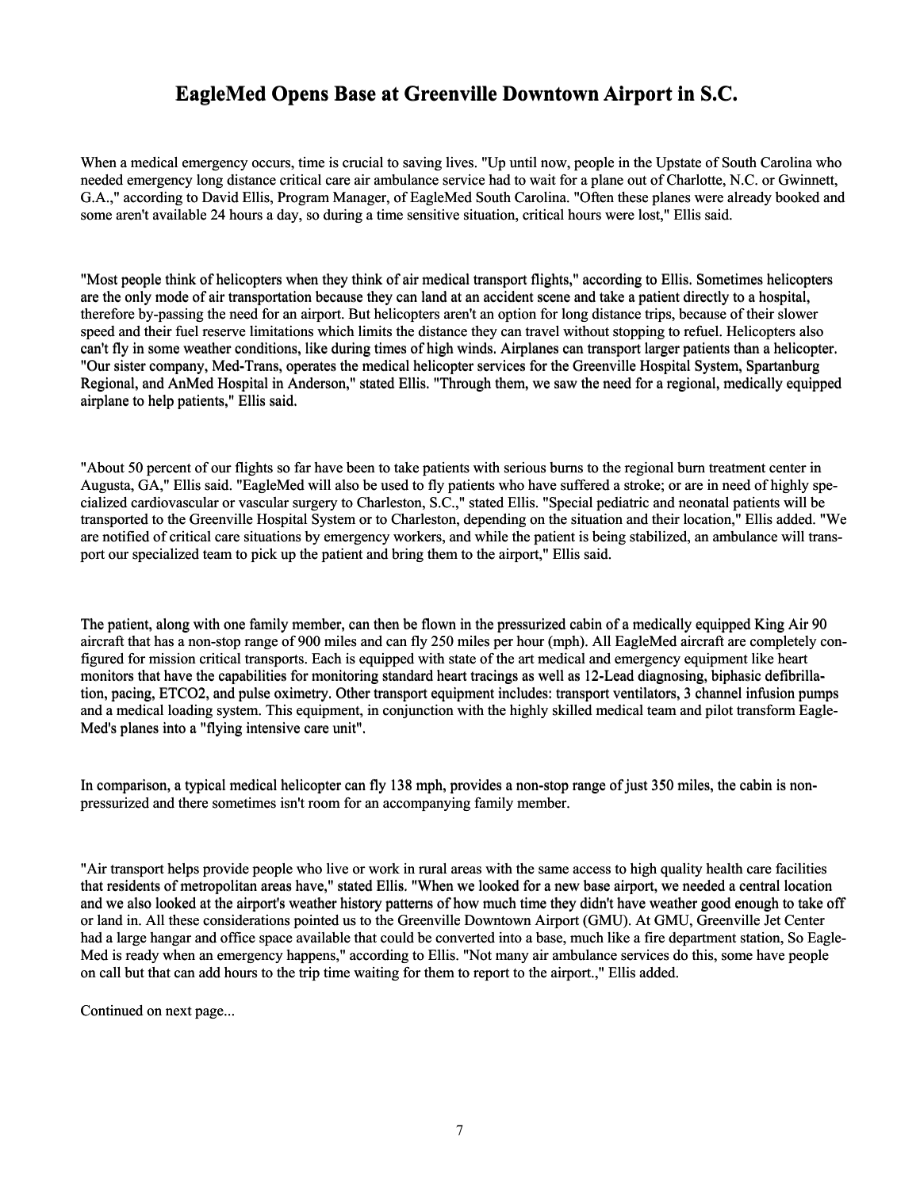# EagleMed Opens Base at Greenville Downtown Airport in S.C.

When a medical emergency occurs, time is crucial to saving lives. "Up until now, people in the Upstate of South Carolina who needed emergency long distance critical care air ambulance service had to wait for a plane out of Charlotte, N.C. or Gwinnett, G.A.," according to David Ellis, Program Manager, of EagleMed South Carolina. "Often these planes were already booked and some aren't available 24 hours a day, so during a time sensitive situation, critical hours were lost," Ellis said.

"Most people think of helicopters when they think of air medical transport flights," according to Ellis. Sometimes helicopters are the only mode of air transportation because they can land at an accident scene and take a patient directly to a hospital, therefore by-passing the need for an airport. But helicopters aren't an option for long distance trips, because of their slower speed and their fuel reserve limitations which limits the distance they can travel without stopping to refuel. Helicopters also can't fly in some weather conditions, like during times of high winds. Airplanes can transport larger patients than a helicopter. "Our sister company, Med-Trans, operates the medical helicopter services for the Greenville Hospital System, Spartanburg Regional, and AnMed Hospital in Anderson," stated Ellis. "Through them, we saw the need for a regional, medically equipped airplane to help patients," Ellis said.

"About 50 percent of our flights so far have been to take patients with serious burns to the regional burn treatment center in Augusta, GA," Ellis said. "EagleMed will also be used to fly patients who have suffered a stroke; or are in need of highly specialized cardiovascular or vascular surgery to Charleston, S.C.," stated Ellis. "Special pediatric and neonatal patients will be transported to the Greenville Hospital System or to Charleston, depending on the situation and their location," Ellis added. "We are notified of critical care situations by emergency workers, and while the patient is being stabilized, an ambulance will transport our specialized team to pick up the patient and bring them to the airport," Ellis said.

The patient, along with one family member, can then be flown in the pressurized cabin of a medically equipped King Air 90 aircraft that has a non-stop range of 900 miles and can fly 250 miles per hour (mph). All EagleMed aircraft are completely configured for mission critical transports. Each is equipped with state of the art medical and emergency equipment like heart monitors that have the capabilities for monitoring standard heart tracings as well as 12-Lead diagnosing, biphasic defibrillation, pacing, ETCO2, and pulse oximetry. Other transport equipment includes: transport ventilators, 3 channel infusion pumps and a medical loading system. This equipment, in conjunction with the highly skilled medical team and pilot transform EagleMed's planes into a "flying intensive care unit".

In comparison, a typical medical helicopter can fly 138 mph, provides a non-stop range of just 350 miles, the cabin is non-pressurized and there sometimes isn't room for an accompanying family member.

"Air transport helps provide people who live or work in rural areas with the same access to high quality health care facilities that residents of metropolitan areas have," stated Ellis. "When we looked for a new base airport, we needed a central location and we also looked at the airport's weather history patterns of how much time they didn't have weather good enough to take off or land in. All these considerations pointed us to the Greenville Downtown Airport (GMU). At GMU, Greenville Jet Center had a large hangar and office space available that could be converted into a base, much like a fire department station, So EagleMed is ready when an emergency happens," according to Ellis. "Not many air ambulance services do this, some have people on call but that can add hours to the trip time waiting for them to report to the airport.," Ellis added.

Continued on next page...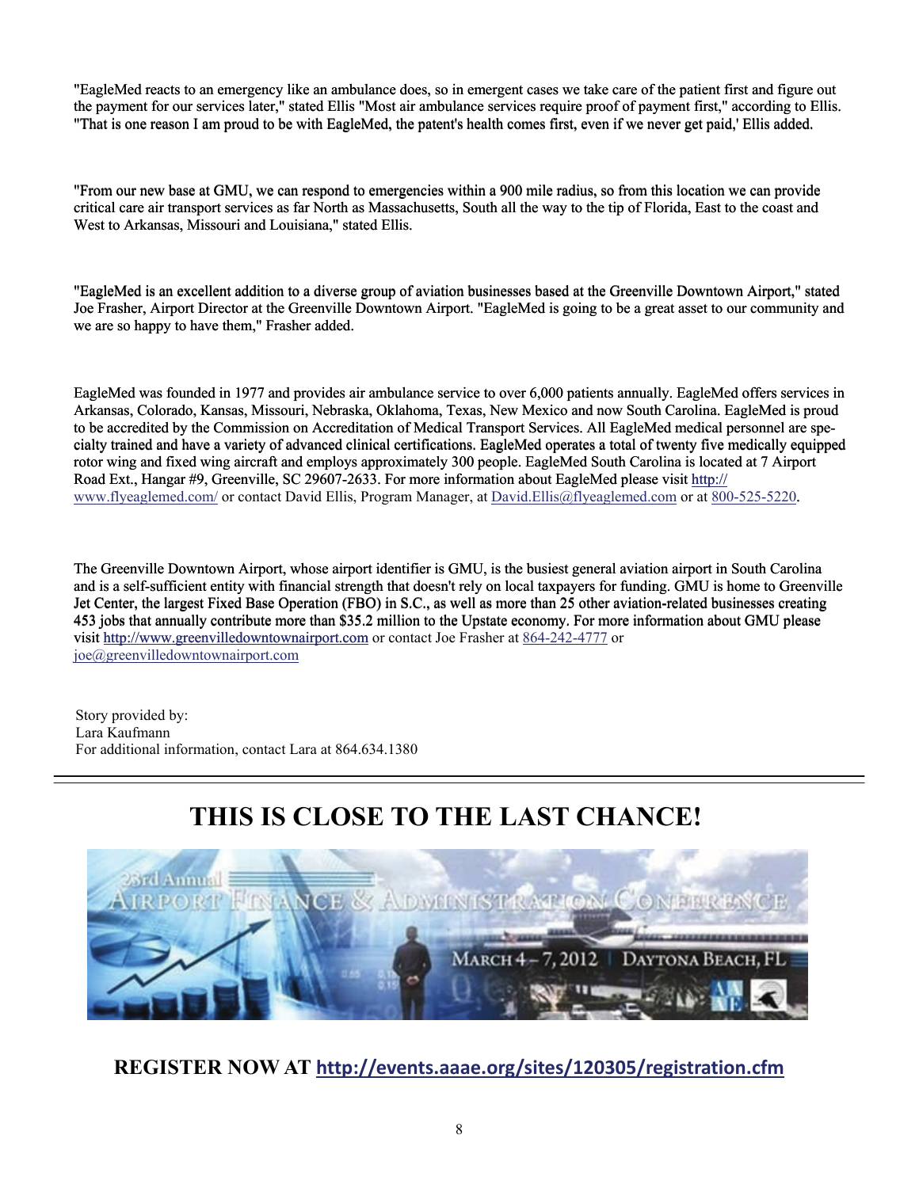"EagleMed reacts to an emergency like an ambulance does, so in emergent cases we take care of the patient first and figure out the payment for our services later," stated Ellis "Most air ambulance services require proof of payment first," according to Ellis. "That is one reason I am proud to be with EagleMed, the patent's health comes first, even if we never get paid,' Ellis added.

"From our new base at GMU, we can respond to emergencies within a 900 mile radius, so from this location we can provide critical care air transport services as far North as Massachusetts, South all the way to the tip of Florida, East to the coast and West to Arkansas, Missouri and Louisiana," stated Ellis.

"EagleMed is an excellent addition to a diverse group of aviation businesses based at the Greenville Downtown Airport," stated Joe Frasher, Airport Director at the Greenville Downtown Airport. "EagleMed is going to be a great asset to our community and we are so happy to have them," Frasher added.

EagleMed was founded in 1977 and provides air ambulance service to over 6,000 patients annually. EagleMed offers services in Arkansas, Colorado, Kansas, Missouri, Nebraska, Oklahoma, Texas, New Mexico and now South Carolina. EagleMed is proud to be accredited by the Commission on Accreditation of Medical Transport Services. All EagleMed medical personnel are specialty trained and have a variety of advanced clinical certifications. EagleMed operates a total of twenty five medically equipped rotor wing and fixed wing aircraft and employs approximately 300 people. EagleMed South Carolina is located at 7 Airport Road Ext., Hangar #9, Greenville, SC 29607-2633. For more information about EagleMed please visit http://www.flyeaglemed.com/ or contact David Ellis, Program Manager, at David.Ellis@flyeaglemed.com or at 800-525-5220.

The Greenville Downtown Airport, whose airport identifier is GMU, is the busiest general aviation airport in South Carolina and is a self-sufficient entity with financial strength that doesn't rely on local taxpayers for funding. GMU is home to Greenville Jet Center, the largest Fixed Base Operation (FBO) in S.C., as well as more than 25 other aviation-related businesses creating 453 jobs that annually contribute more than $35.2 million to the Upstate economy. For more information about GMU please visit http://www.greenvilledowntownairport.com or contact Joe Frasher at 864-242-4777 or joe@greenvilledowntownairport.com

Story provided by:
Lara Kaufmann
For additional information, contact Lara at 864.634.1380

---

# THIS IS CLOSE TO THE LAST CHANCE!

23rd Annual Airport Finance & Administration Conference

March 4 – 7, 2012 | Daytona Beach, FL

**REGISTER NOW AT http://events.aaae.org/sites/120305/registration.cfm**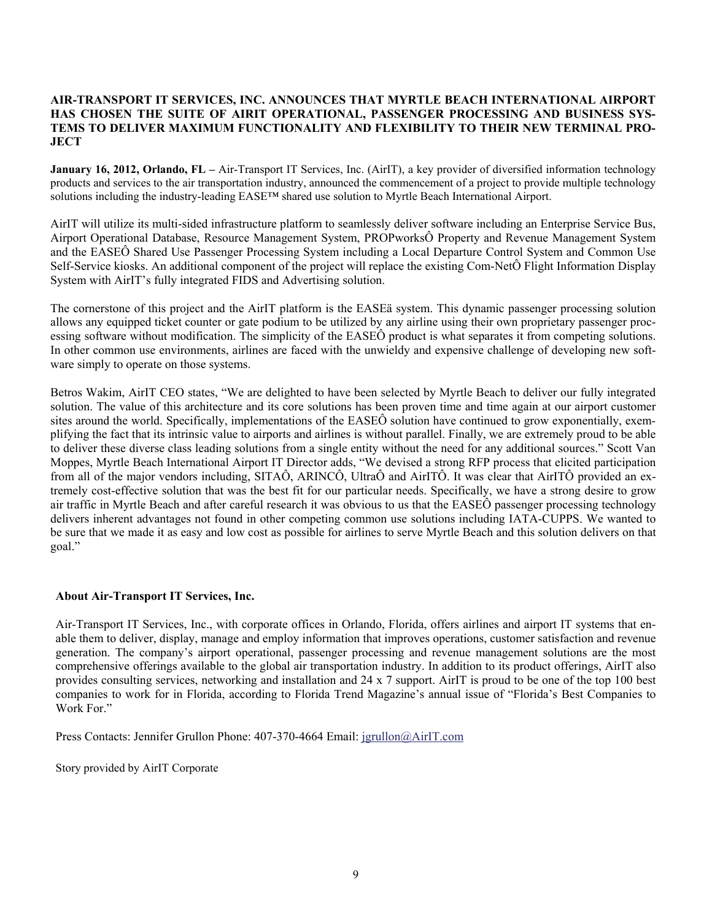**AIR-TRANSPORT IT SERVICES, INC. ANNOUNCES THAT MYRTLE BEACH INTERNATIONAL AIRPORT HAS CHOSEN THE SUITE OF AIRIT OPERATIONAL, PASSENGER PROCESSING AND BUSINESS SYSTEMS TO DELIVER MAXIMUM FUNCTIONALITY AND FLEXIBILITY TO THEIR NEW TERMINAL PROJECT**

**January 16, 2012, Orlando, FL –** Air-Transport IT Services, Inc. (AirIT), a key provider of diversified information technology products and services to the air transportation industry, announced the commencement of a project to provide multiple technology solutions including the industry-leading EASE™ shared use solution to Myrtle Beach International Airport.

AirIT will utilize its multi-sided infrastructure platform to seamlessly deliver software including an Enterprise Service Bus, Airport Operational Database, Resource Management System, PROPworksÔ Property and Revenue Management System and the EASEÔ Shared Use Passenger Processing System including a Local Departure Control System and Common Use Self-Service kiosks. An additional component of the project will replace the existing Com-NetÔ Flight Information Display System with AirIT's fully integrated FIDS and Advertising solution.

The cornerstone of this project and the AirIT platform is the EASEä system. This dynamic passenger processing solution allows any equipped ticket counter or gate podium to be utilized by any airline using their own proprietary passenger processing software without modification. The simplicity of the EASEÔ product is what separates it from competing solutions. In other common use environments, airlines are faced with the unwieldy and expensive challenge of developing new software simply to operate on those systems.

Betros Wakim, AirIT CEO states, "We are delighted to have been selected by Myrtle Beach to deliver our fully integrated solution. The value of this architecture and its core solutions has been proven time and time again at our airport customer sites around the world. Specifically, implementations of the EASEÔ solution have continued to grow exponentially, exemplifying the fact that its intrinsic value to airports and airlines is without parallel. Finally, we are extremely proud to be able to deliver these diverse class leading solutions from a single entity without the need for any additional sources." Scott Van Moppes, Myrtle Beach International Airport IT Director adds, "We devised a strong RFP process that elicited participation from all of the major vendors including, SITAÔ, ARINCÔ, UltraÔ and AirITÔ. It was clear that AirITÔ provided an extremely cost-effective solution that was the best fit for our particular needs. Specifically, we have a strong desire to grow air traffic in Myrtle Beach and after careful research it was obvious to us that the EASEÔ passenger processing technology delivers inherent advantages not found in other competing common use solutions including IATA-CUPPS. We wanted to be sure that we made it as easy and low cost as possible for airlines to serve Myrtle Beach and this solution delivers on that goal."

**About Air-Transport IT Services, Inc.**

Air-Transport IT Services, Inc., with corporate offices in Orlando, Florida, offers airlines and airport IT systems that enable them to deliver, display, manage and employ information that improves operations, customer satisfaction and revenue generation. The company's airport operational, passenger processing and revenue management solutions are the most comprehensive offerings available to the global air transportation industry. In addition to its product offerings, AirIT also provides consulting services, networking and installation and 24 x 7 support. AirIT is proud to be one of the top 100 best companies to work for in Florida, according to Florida Trend Magazine's annual issue of "Florida's Best Companies to Work For."

Press Contacts: Jennifer Grullon Phone: 407-370-4664 Email: jgrullon@AirIT.com

Story provided by AirIT Corporate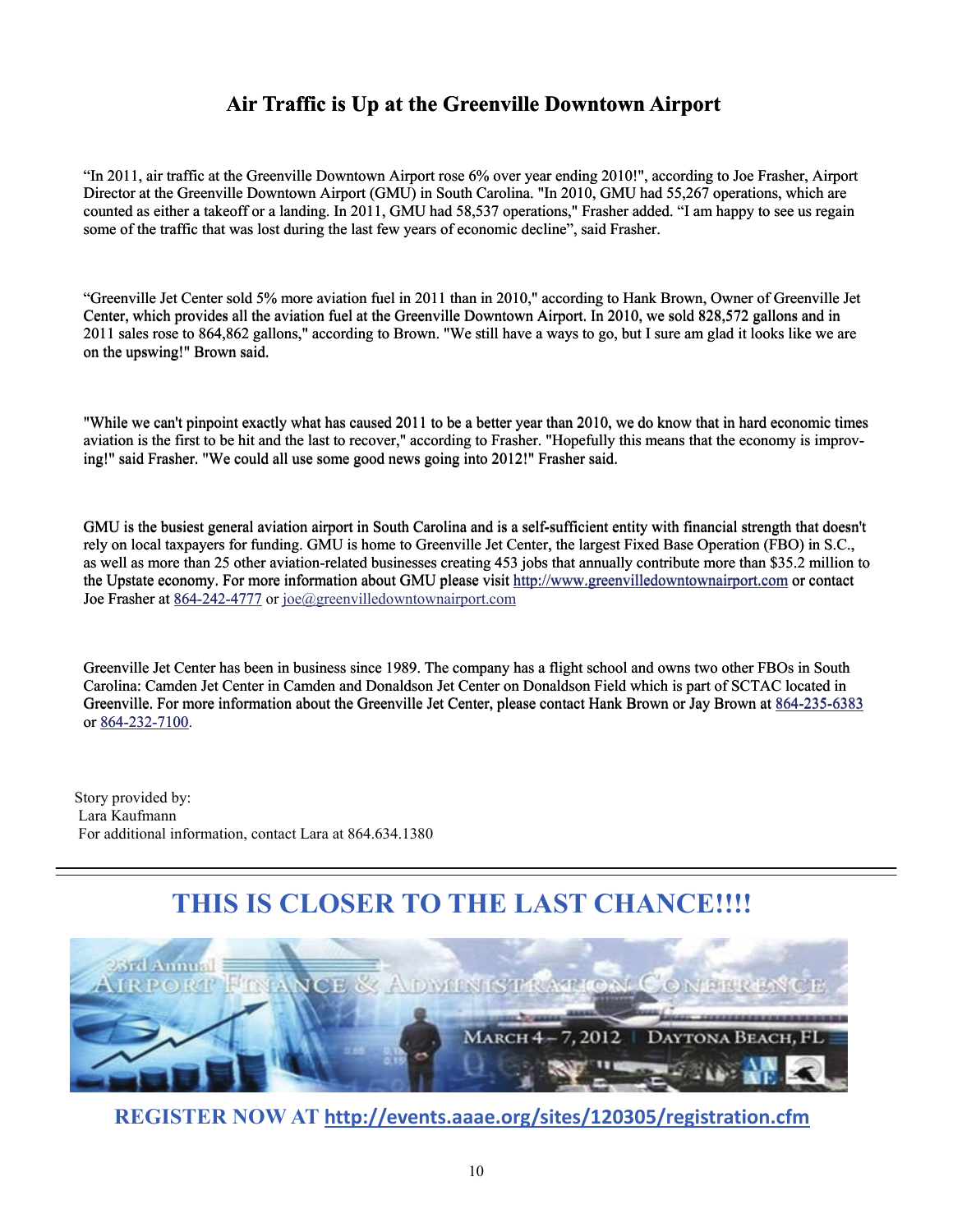## Air Traffic is Up at the Greenville Downtown Airport

“In 2011, air traffic at the Greenville Downtown Airport rose 6% over year ending 2010!", according to Joe Frasher, Airport Director at the Greenville Downtown Airport (GMU) in South Carolina. "In 2010, GMU had 55,267 operations, which are counted as either a takeoff or a landing. In 2011, GMU had 58,537 operations," Frasher added. “I am happy to see us regain some of the traffic that was lost during the last few years of economic decline”, said Frasher.

“Greenville Jet Center sold 5% more aviation fuel in 2011 than in 2010," according to Hank Brown, Owner of Greenville Jet Center, which provides all the aviation fuel at the Greenville Downtown Airport. In 2010, we sold 828,572 gallons and in 2011 sales rose to 864,862 gallons," according to Brown. "We still have a ways to go, but I sure am glad it looks like we are on the upswing!" Brown said.

"While we can't pinpoint exactly what has caused 2011 to be a better year than 2010, we do know that in hard economic times aviation is the first to be hit and the last to recover," according to Frasher. "Hopefully this means that the economy is improving!" said Frasher. "We could all use some good news going into 2012!" Frasher said.

GMU is the busiest general aviation airport in South Carolina and is a self-sufficient entity with financial strength that doesn't rely on local taxpayers for funding. GMU is home to Greenville Jet Center, the largest Fixed Base Operation (FBO) in S.C., as well as more than 25 other aviation-related businesses creating 453 jobs that annually contribute more than $35.2 million to the Upstate economy. For more information about GMU please visit http://www.greenvilledowntownairport.com or contact Joe Frasher at 864-242-4777 or joe@greenvilledowntownairport.com

Greenville Jet Center has been in business since 1989. The company has a flight school and owns two other FBOs in South Carolina: Camden Jet Center in Camden and Donaldson Jet Center on Donaldson Field which is part of SCTAC located in Greenville. For more information about the Greenville Jet Center, please contact Hank Brown or Jay Brown at 864-235-6383 or 864-232-7100.

Story provided by:
Lara Kaufmann
For additional information, contact Lara at 864.634.1380

---

## THIS IS CLOSER TO THE LAST CHANCE!!!!

23rd Annual Airport Finance & Administration Conference
March 4 – 7, 2012 | Daytona Beach, FL

**REGISTER NOW AT http://events.aaae.org/sites/120305/registration.cfm**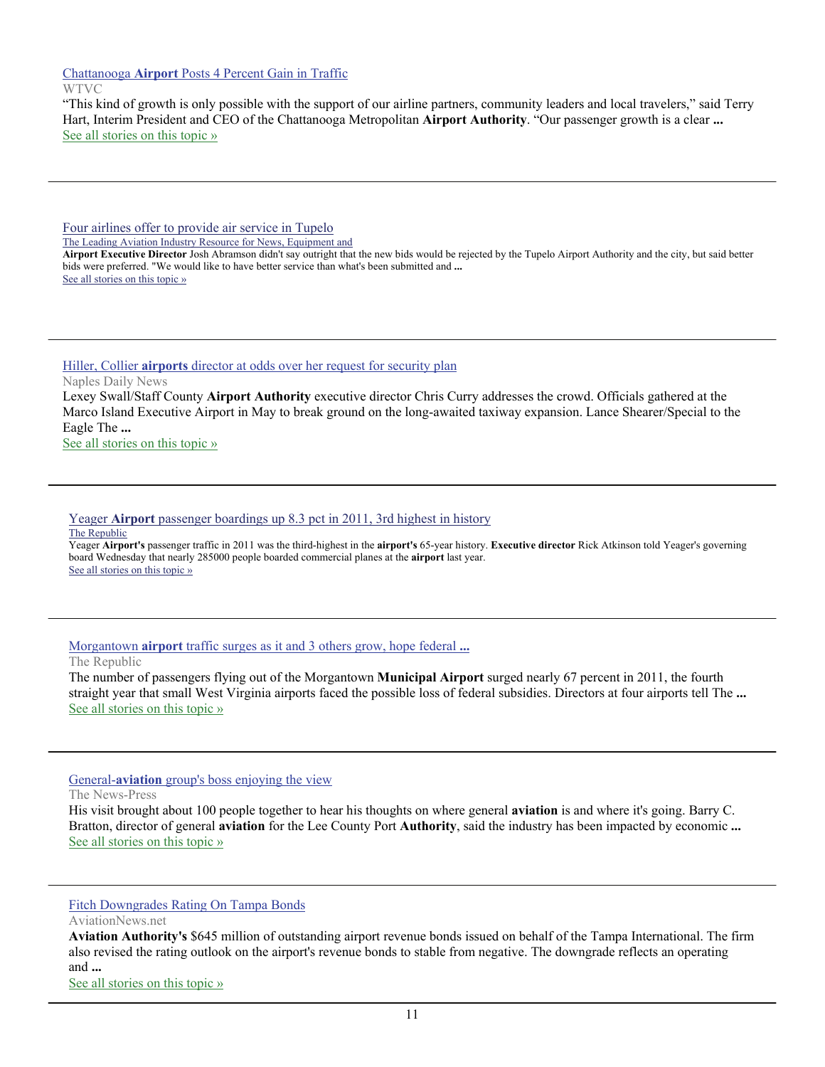[Chattanooga **Airport** Posts 4 Percent Gain in Traffic]
WTVC
"This kind of growth is only possible with the support of our airline partners, community leaders and local travelers," said Terry Hart, Interim President and CEO of the Chattanooga Metropolitan **Airport Authority**. "Our passenger growth is a clear **...**
See all stories on this topic »

---

Four airlines offer to provide air service in Tupelo
The Leading Aviation Industry Resource for News, Equipment and
**Airport Executive Director** Josh Abramson didn't say outright that the new bids would be rejected by the Tupelo Airport Authority and the city, but said better bids were preferred. "We would like to have better service than what's been submitted and **...**
See all stories on this topic »

---

Hiller, Collier **airports** director at odds over her request for security plan
Naples Daily News
Lexey Swall/Staff County **Airport Authority** executive director Chris Curry addresses the crowd. Officials gathered at the Marco Island Executive Airport in May to break ground on the long-awaited taxiway expansion. Lance Shearer/Special to the Eagle The **...**
See all stories on this topic »

---

Yeager **Airport** passenger boardings up 8.3 pct in 2011, 3rd highest in history
The Republic
Yeager **Airport's** passenger traffic in 2011 was the third-highest in the **airport's** 65-year history. **Executive director** Rick Atkinson told Yeager's governing board Wednesday that nearly 285000 people boarded commercial planes at the **airport** last year.
See all stories on this topic »

---

Morgantown **airport** traffic surges as it and 3 others grow, hope federal **...**
The Republic
The number of passengers flying out of the Morgantown **Municipal Airport** surged nearly 67 percent in 2011, the fourth straight year that small West Virginia airports faced the possible loss of federal subsidies. Directors at four airports tell The **...**
See all stories on this topic »

---

General-**aviation** group's boss enjoying the view
The News-Press
His visit brought about 100 people together to hear his thoughts on where general **aviation** is and where it's going. Barry C. Bratton, director of general **aviation** for the Lee County Port **Authority**, said the industry has been impacted by economic **...**
See all stories on this topic »

---

Fitch Downgrades Rating On Tampa Bonds
AviationNews.net
**Aviation Authority's** $645 million of outstanding airport revenue bonds issued on behalf of the Tampa International. The firm also revised the rating outlook on the airport's revenue bonds to stable from negative. The downgrade reflects an operating and **...**
See all stories on this topic »

---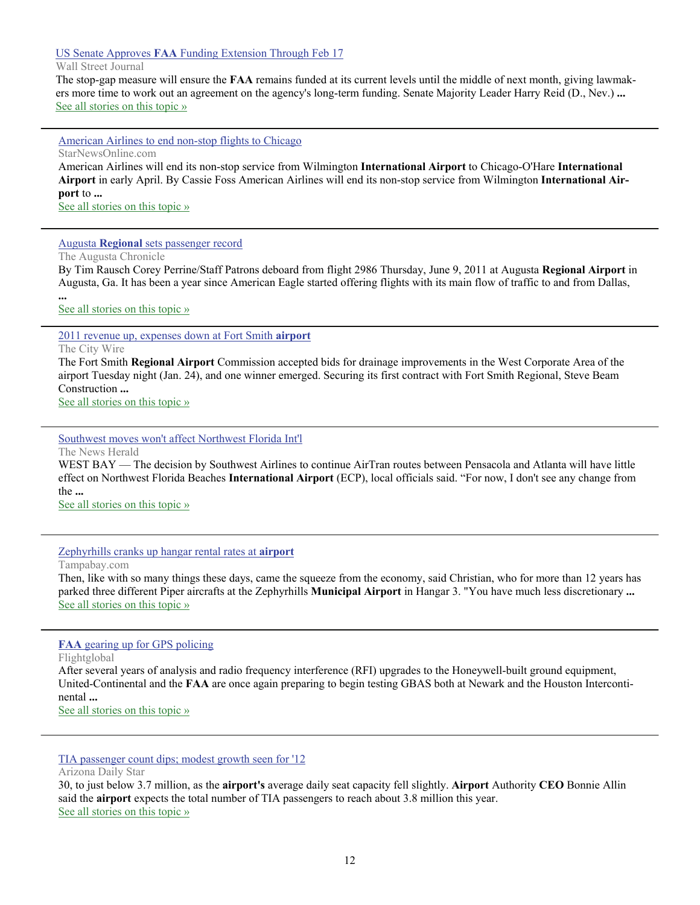[US Senate Approves **FAA** Funding Extension Through Feb 17]

Wall Street Journal

The stop-gap measure will ensure the **FAA** remains funded at its current levels until the middle of next month, giving lawmakers more time to work out an agreement on the agency's long-term funding. Senate Majority Leader Harry Reid (D., Nev.) **...**

See all stories on this topic »

---

[American Airlines to end non-stop flights to Chicago]

StarNewsOnline.com

American Airlines will end its non-stop service from Wilmington **International Airport** to Chicago-O'Hare **International Airport** in early April. By Cassie Foss American Airlines will end its non-stop service from Wilmington **International Airport** to **...**

See all stories on this topic »

---

[Augusta **Regional** sets passenger record]

The Augusta Chronicle

By Tim Rausch Corey Perrine/Staff Patrons deboard from flight 2986 Thursday, June 9, 2011 at Augusta **Regional Airport** in Augusta, Ga. It has been a year since American Eagle started offering flights with its main flow of traffic to and from Dallas, **...**

See all stories on this topic »

---

[2011 revenue up, expenses down at Fort Smith **airport**]

The City Wire

The Fort Smith **Regional Airport** Commission accepted bids for drainage improvements in the West Corporate Area of the airport Tuesday night (Jan. 24), and one winner emerged. Securing its first contract with Fort Smith Regional, Steve Beam Construction **...**

See all stories on this topic »

---

[Southwest moves won't affect Northwest Florida Int'l]

The News Herald

WEST BAY — The decision by Southwest Airlines to continue AirTran routes between Pensacola and Atlanta will have little effect on Northwest Florida Beaches **International Airport** (ECP), local officials said. "For now, I don't see any change from the **...**

See all stories on this topic »

---

[Zephyrhills cranks up hangar rental rates at **airport**]

Tampabay.com

Then, like with so many things these days, came the squeeze from the economy, said Christian, who for more than 12 years has parked three different Piper aircrafts at the Zephyrhills **Municipal Airport** in Hangar 3. "You have much less discretionary **...**

See all stories on this topic »

---

[**FAA** gearing up for GPS policing]

Flightglobal

After several years of analysis and radio frequency interference (RFI) upgrades to the Honeywell-built ground equipment, United-Continental and the **FAA** are once again preparing to begin testing GBAS both at Newark and the Houston Intercontinental **...**

See all stories on this topic »

---

[TIA passenger count dips; modest growth seen for '12]

Arizona Daily Star

30, to just below 3.7 million, as the **airport's** average daily seat capacity fell slightly. **Airport** Authority **CEO** Bonnie Allin said the **airport** expects the total number of TIA passengers to reach about 3.8 million this year.

See all stories on this topic »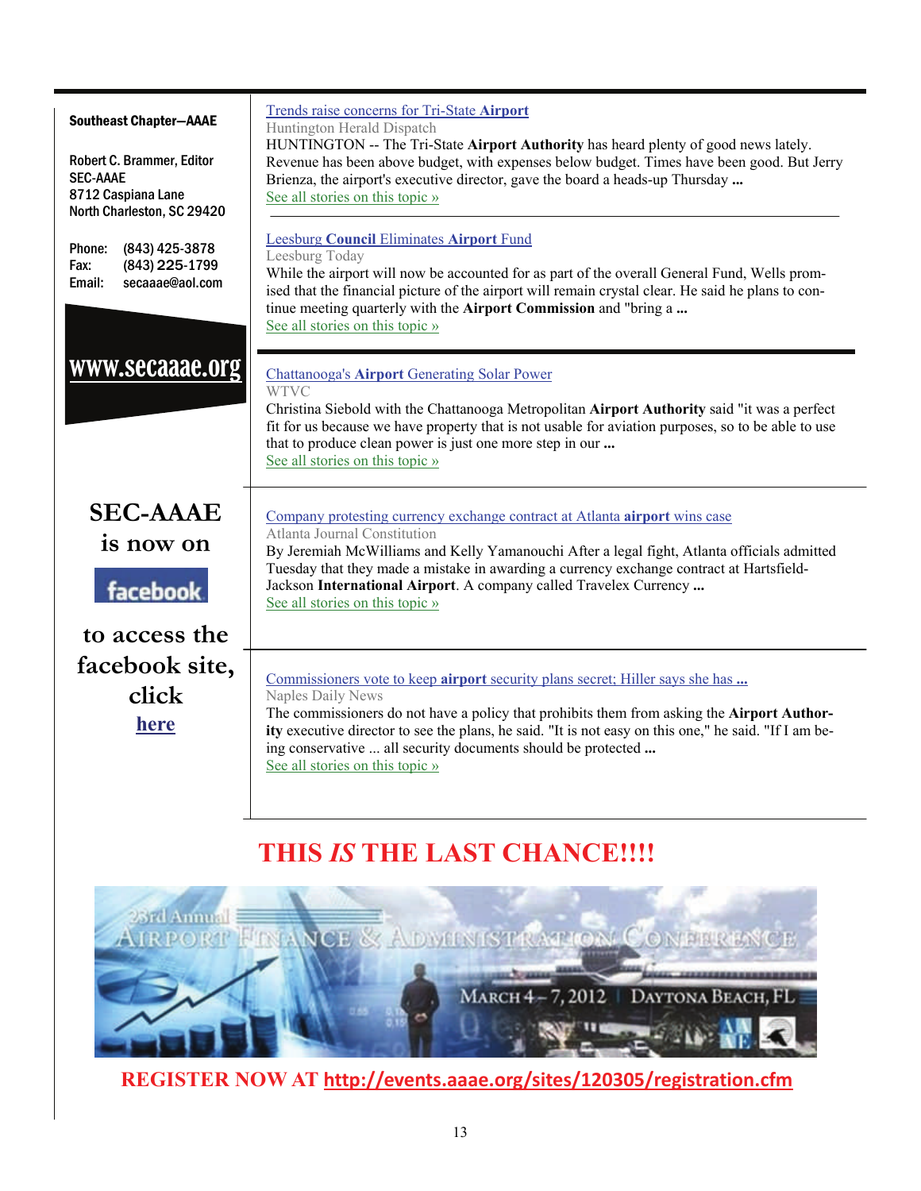**Southeast Chapter—AAAE**

Robert C. Brammer, Editor
SEC-AAAE
8712 Caspiana Lane
North Charleston, SC 29420

Phone: (843) 425-3878
Fax: (843) 225-1799
Email: secaaae@aol.com

**www.secaaae.org**

## SEC-AAAE is now on facebook to access the facebook site, click here

### Trends raise concerns for Tri-State **Airport**

Huntington Herald Dispatch

HUNTINGTON -- The Tri-State **Airport Authority** has heard plenty of good news lately. Revenue has been above budget, with expenses below budget. Times have been good. But Jerry Brienza, the airport's executive director, gave the board a heads-up Thursday **...**

See all stories on this topic »

### Leesburg **Council** Eliminates **Airport** Fund

Leesburg Today

While the airport will now be accounted for as part of the overall General Fund, Wells promised that the financial picture of the airport will remain crystal clear. He said he plans to continue meeting quarterly with the **Airport Commission** and "bring a **...**

See all stories on this topic »

### Chattanooga's **Airport** Generating Solar Power

WTVC

Christina Siebold with the Chattanooga Metropolitan **Airport Authority** said "it was a perfect fit for us because we have property that is not usable for aviation purposes, so to be able to use that to produce clean power is just one more step in our **...**

See all stories on this topic »

### Company protesting currency exchange contract at Atlanta **airport** wins case

Atlanta Journal Constitution

By Jeremiah McWilliams and Kelly Yamanouchi After a legal fight, Atlanta officials admitted Tuesday that they made a mistake in awarding a currency exchange contract at Hartsfield-Jackson **International Airport**. A company called Travelex Currency **...**

See all stories on this topic »

### Commissioners vote to keep **airport** security plans secret; Hiller says she has **...**

Naples Daily News

The commissioners do not have a policy that prohibits them from asking the **Airport Authority** executive director to see the plans, he said. "It is not easy on this one," he said. "If I am being conservative ... all security documents should be protected **...**

See all stories on this topic »

# THIS *IS* THE LAST CHANCE!!!!

23rd Annual Airport Finance & Administration Conference

March 4–7, 2012 | Daytona Beach, FL

**REGISTER NOW AT http://events.aaae.org/sites/120305/registration.cfm**